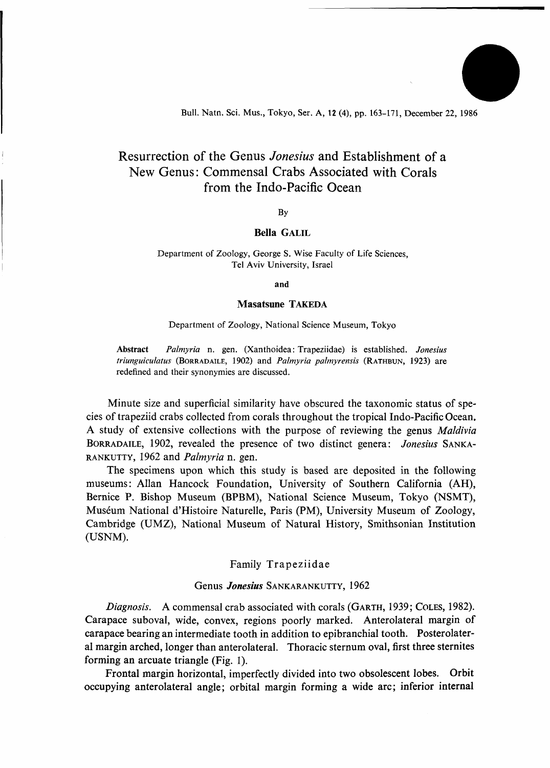# Resurrection of the Genus *Jonesius* and Establishment of a New Genus: Commensal Crabs Associated with Corals from the Indo-Pacific Ocean

By

**Bella GALIL**

Department of Zoology, George S. Wise Faculty of Life Sciences, Tel Aviv University, Israel

**and**

**Masatsune TAKEDA**

Department of Zoology, National Science Museum, Tokyo

**Abstract** *Palmyria* n. gen. (Xanthoidea: Trapeziidae) is established. *Jonesius triunguiculatus* (BORRADAILE, 1902) and *Palmyria palmyrensis* (RATHBUN, 1923) are redefined and their synonymies are discussed.

Minute size and superficial similarity have obscured the taxonomic status of species of trapeziid crabs collected from corals throughout the tropical Indo-Pacific Ocean. A study of extensive collections with the purpose of reviewing the genus *Maldivia* BORRADAILE, 1902, revealed the presence of two distinct genera: *Jonesius* SANKARANKUTTY, 1962 and *Palmyria* n. gen.

The specimens upon which this study is based are deposited in the following museums: Allan Hancock Foundation, University of Southern California (AH), Bernice P. Bishop Museum (BPBM), National Science Museum, Tokyo (NSMT), Muséum National d'Histoire Naturelle, Paris (PM), University Museum of Zoology, Cambridge (UMZ), National Museum of Natural History, Smithsonian Institution (USNM).

## Family Trapeziidae

### Genus *Jonesius* SANKARANKUTTY, 1962

*Diagnosis.* A commensal crab associated with corals (GARTH, 1939; COLES, 1982). Carapace suboval, wide, convex, regions poorly marked. Anterolateral margin of carapace bearing an intermediate tooth in addition to epibranchial tooth. Posterolateral margin arched, longer than anterolateral. Thoracic sternum oval, first three sternites forming an arcuate triangle (Fig. 1).

Frontal margin horizontal, imperfectly divided into two obsolescent lobes. Orbit occupying anterolateral angle; orbital margin forming a wide arc; inferior internal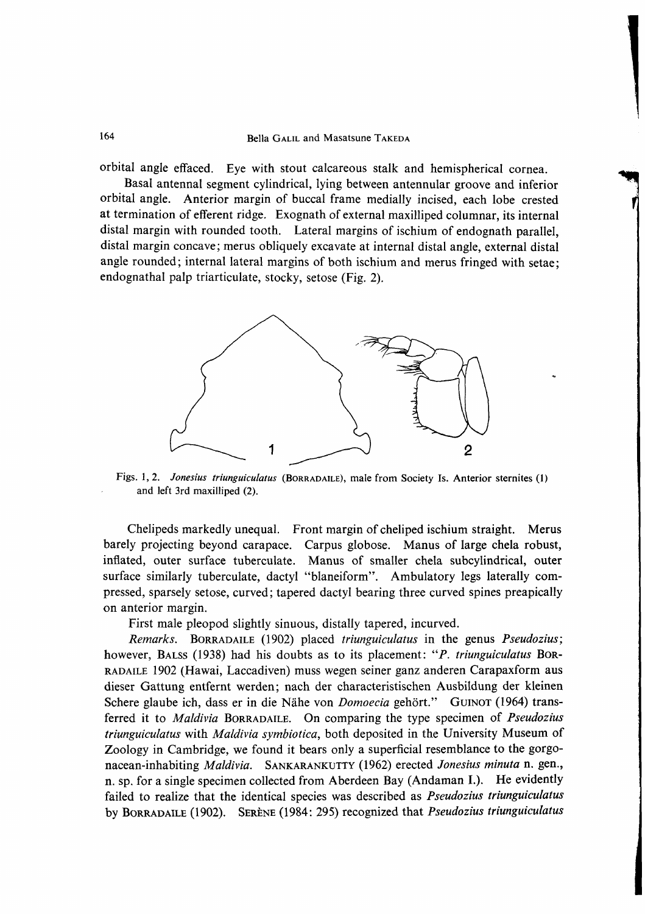orbital angle effaced. Eye with stout calcareous stalk and hemispherical cornea.

Basal antennal segment cylindrical, lying between antennular groove and inferior orbital angle. Anterior margin of buccal frame medially incised, each lobe crested at termination of efferent ridge. Exognath of external maxilliped columnar, its internal distal margin with rounded tooth. Lateral margins of ischium of endognath parallel, distal margin concave; merus obliquely excavate at internal distal angle, external distal angle rounded; internal lateral margins of both ischium and merus fringed with setae; endognathal palp triarticulate, stocky, setose (Fig. 2).

Figs. 1, 2. *Jonesius triunguiculatus* (BORRADAILE), male from Society Is. Anterior sternites (1) and left 3rd maxilliped (2).

Chelipeds markedly unequal. Front margin of cheliped ischium straight. Merus barely projecting beyond carapace. Carpus globose. Manus of large chela robust, inflated, outer surface tuberculate. Manus of smaller chela subcylindrical, outer surface similarly tuberculate, dactyl "blaneiform". Ambulatory legs laterally compressed, sparsely setose, curved; tapered dactyl bearing three curved spines preapically on anterior margin.

First male pleopod slightly sinuous, distally tapered, incurved.

*Remarks.* BORRADAILE (1902) placed *triunguiculatus* in the genus *Pseudozius*; however, BALSS (1938) had his doubts as to its placement: "*P. triunguiculatus* BORRADAILE 1902 (Hawai, Laccadiven) muss wegen seiner ganz anderen Carapaxform aus dieser Gattung entfernt werden; nach der characteristischen Ausbildung der kleinen Schere glaube ich, dass er in die Nähe von *Domoecia* gehört." GUINOT (1964) transferred it to *Maldivia* BORRADAILE. On comparing the type specimen of *Pseudozius triunguiculatus* with *Maldivia symbiotica*, both deposited in the University Museum of Zoology in Cambridge, we found it bears only a superficial resemblance to the gorgonacean-inhabiting *Maldivia*. SANKARANKUTTY (1962) erected *Jonesius minuta* n. gen., n. sp. for a single specimen collected from Aberdeen Bay (Andaman I.). He evidently failed to realize that the identical species was described as *Pseudozius triunguiculatus* by BORRADAILE (1902). SERÈNE (1984: 295) recognized that *Pseudozius triunguiculatus*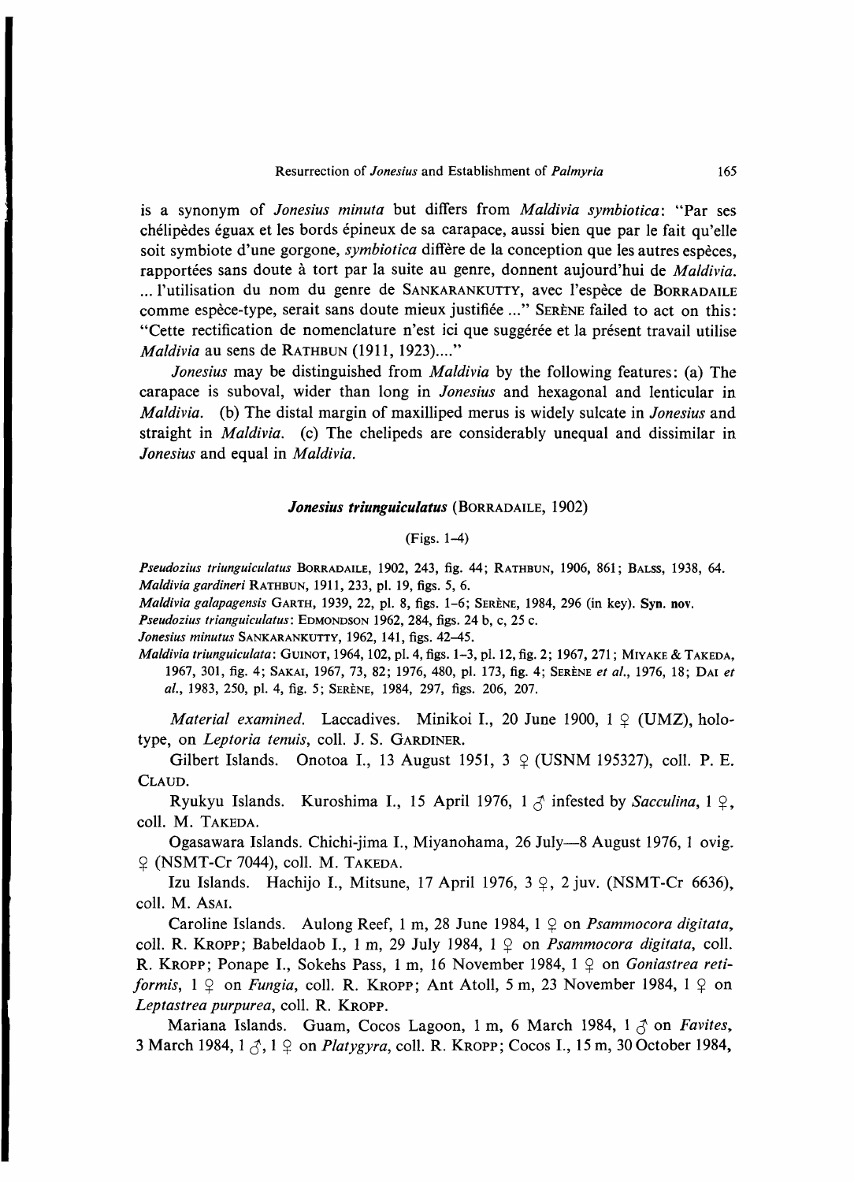is a synonym of *Jonesius minuta* but differs from *Maldivia symbiotica*: "Par ses chélipèdes éguax et les bords épineux de sa carapace, aussi bien que par le fait qu'elle soit symbiote d'une gorgone, *symbiotica* diffère de la conception que les autres espèces, rapportées sans doute à tort par la suite au genre, donnent aujourd'hui de *Maldivia*. ... l'utilisation du nom du genre de SANKARANKUTTY, avec l'espèce de BORRADAILE comme espèce-type, serait sans doute mieux justifiée ..." SERÈNE failed to act on this: "Cette rectification de nomenclature n'est ici que suggérée et la présent travail utilise *Maldivia* au sens de RATHBUN (1911, 1923)...."

*Jonesius* may be distinguished from *Maldivia* by the following features: (a) The carapace is suboval, wider than long in *Jonesius* and hexagonal and lenticular in *Maldivia*. (b) The distal margin of maxilliped merus is widely sulcate in *Jonesius* and straight in *Maldivia*. (c) The chelipeds are considerably unequal and dissimilar in *Jonesius* and equal in *Maldivia*.

### *Jonesius triunguiculatus* (BORRADAILE, 1902)

(Figs. 1–4)

*Pseudozius triunguiculatus* BORRADAILE, 1902, 243, fig. 44; RATHBUN, 1906, 861; BALSS, 1938, 64.
*Maldivia gardineri* RATHBUN, 1911, 233, pl. 19, figs. 5, 6.
*Maldivia galapagensis* GARTH, 1939, 22, pl. 8, figs. 1–6; SERÈNE, 1984, 296 (in key). **Syn. nov.**
*Pseudozius trianguiculatus*: EDMONDSON 1962, 284, figs. 24 b, c, 25 c.
*Jonesius minutus* SANKARANKUTTY, 1962, 141, figs. 42–45.
*Maldivia triunguiculata*: GUINOT, 1964, 102, pl. 4, figs. 1–3, pl. 12, fig. 2; 1967, 271; MIYAKE & TAKEDA, 1967, 301, fig. 4; SAKAI, 1967, 73, 82; 1976, 480, pl. 173, fig. 4; SERÈNE *et al.*, 1976, 18; DAI *et al.*, 1983, 250, pl. 4, fig. 5; SERÈNE, 1984, 297, figs. 206, 207.

*Material examined.* Laccadives. Minikoi I., 20 June 1900, 1 ♀ (UMZ), holotype, on *Leptoria tenuis*, coll. J. S. GARDINER.

Gilbert Islands. Onotoa I., 13 August 1951, 3 ♀ (USNM 195327), coll. P. E. CLAUD.

Ryukyu Islands. Kuroshima I., 15 April 1976, 1 ♂ infested by *Sacculina*, 1 ♀, coll. M. TAKEDA.

Ogasawara Islands. Chichi-jima I., Miyanohama, 26 July—8 August 1976, 1 ovig. ♀ (NSMT-Cr 7044), coll. M. TAKEDA.

Izu Islands. Hachijo I., Mitsune, 17 April 1976, 3 ♀, 2 juv. (NSMT-Cr 6636), coll. M. ASAI.

Caroline Islands. Aulong Reef, 1 m, 28 June 1984, 1 ♀ on *Psammocora digitata*, coll. R. KROPP; Babeldaob I., 1 m, 29 July 1984, 1 ♀ on *Psammocora digitata*, coll. R. KROPP; Ponape I., Sokehs Pass, 1 m, 16 November 1984, 1 ♀ on *Goniastrea retiformis*, 1 ♀ on *Fungia*, coll. R. KROPP; Ant Atoll, 5 m, 23 November 1984, 1 ♀ on *Leptastrea purpurea*, coll. R. KROPP.

Mariana Islands. Guam, Cocos Lagoon, 1 m, 6 March 1984, 1 ♂ on *Favites*, 3 March 1984, 1 ♂, 1 ♀ on *Platygyra*, coll. R. KROPP; Cocos I., 15 m, 30 October 1984,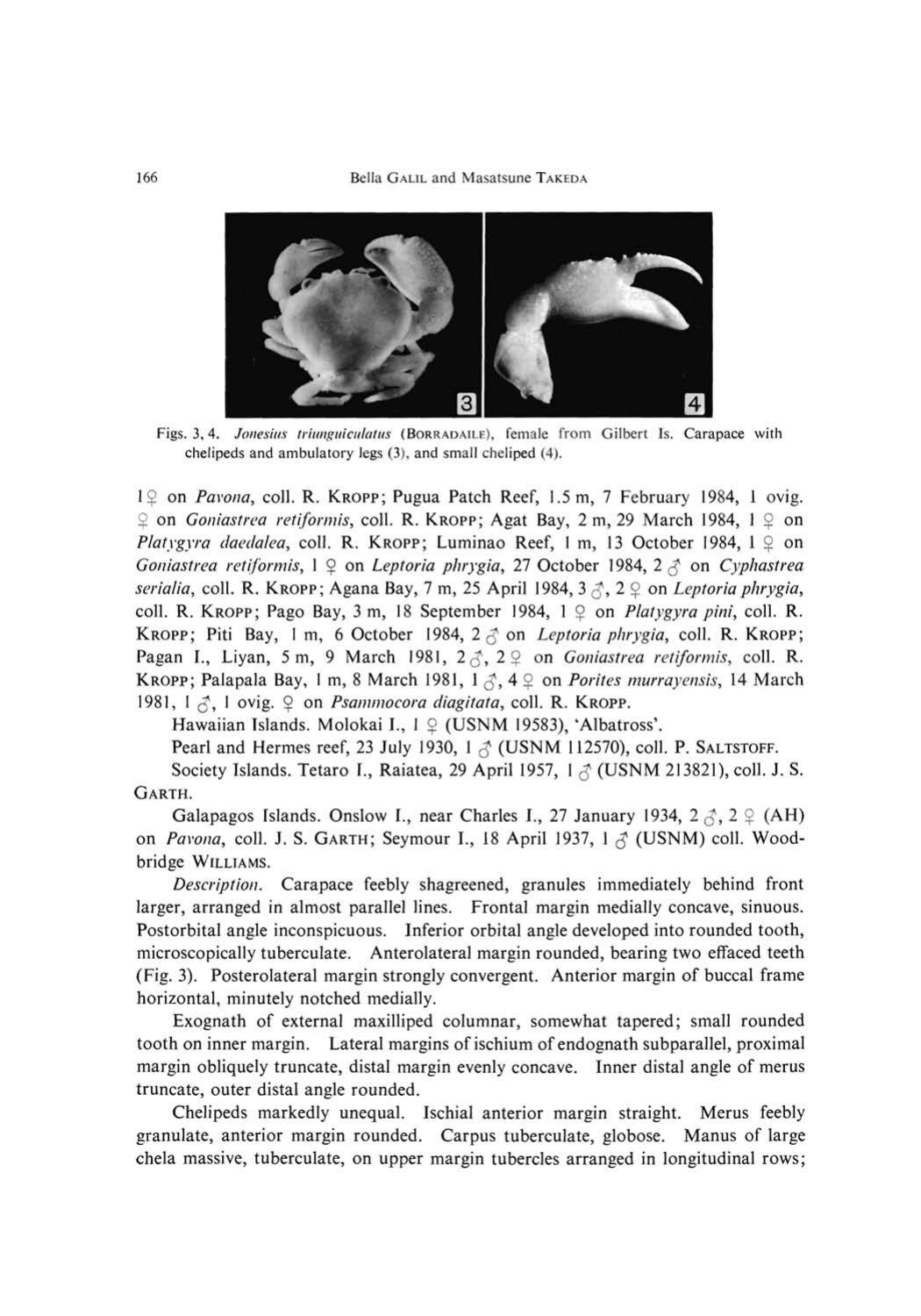Figs. 3, 4. *Jonesius triunguiculatus* (BORRADAILE), female from Gilbert Is. Carapace with chelipeds and ambulatory legs (3), and small cheliped (4).

1 ♀ on *Pavona*, coll. R. KROPP; Pugua Patch Reef, 1.5 m, 7 February 1984, 1 ovig. ♀ on *Goniastrea retiformis*, coll. R. KROPP; Agat Bay, 2 m, 29 March 1984, 1 ♀ on *Platygyra daedalea*, coll. R. KROPP; Luminao Reef, 1 m, 13 October 1984, 1 ♀ on *Goniastrea retiformis*, 1 ♀ on *Leptoria phrygia*, 27 October 1984, 2 ♂ on *Cyphastrea serialia*, coll. R. KROPP; Agana Bay, 7 m, 25 April 1984, 3 ♂, 2 ♀ on *Leptoria phrygia*, coll. R. KROPP; Pago Bay, 3 m, 18 September 1984, 1 ♀ on *Platygyra pini*, coll. R. KROPP; Piti Bay, 1 m, 6 October 1984, 2 ♂ on *Leptoria phrygia*, coll. R. KROPP; Pagan I., Liyan, 5 m, 9 March 1981, 2 ♂, 2 ♀ on *Goniastrea retiformis*, coll. R. KROPP; Palapala Bay, 1 m, 8 March 1981, 1 ♂, 4 ♀ on *Porites murrayensis*, 14 March 1981, 1 ♂, 1 ovig. ♀ on *Psammocora diagitata*, coll. R. KROPP.

Hawaiian Islands. Molokai I., 1 ♀ (USNM 19583), 'Albatross'.

Pearl and Hermes reef, 23 July 1930, 1 ♂ (USNM 112570), coll. P. SALTSTOFF.

Society Islands. Tetaro I., Raiatea, 29 April 1957, 1 ♂ (USNM 213821), coll. J. S. GARTH.

Galapagos Islands. Onslow I., near Charles I., 27 January 1934, 2 ♂, 2 ♀ (AH) on *Pavona*, coll. J. S. GARTH; Seymour I., 18 April 1937, 1 ♂ (USNM) coll. Woodbridge WILLIAMS.

*Description*. Carapace feebly shagreened, granules immediately behind front larger, arranged in almost parallel lines. Frontal margin medially concave, sinuous. Postorbital angle inconspicuous. Inferior orbital angle developed into rounded tooth, microscopically tuberculate. Anterolateral margin rounded, bearing two effaced teeth (Fig. 3). Posterolateral margin strongly convergent. Anterior margin of buccal frame horizontal, minutely notched medially.

Exognath of external maxilliped columnar, somewhat tapered; small rounded tooth on inner margin. Lateral margins of ischium of endognath subparallel, proximal margin obliquely truncate, distal margin evenly concave. Inner distal angle of merus truncate, outer distal angle rounded.

Chelipeds markedly unequal. Ischial anterior margin straight. Merus feebly granulate, anterior margin rounded. Carpus tuberculate, globose. Manus of large chela massive, tuberculate, on upper margin tubercles arranged in longitudinal rows;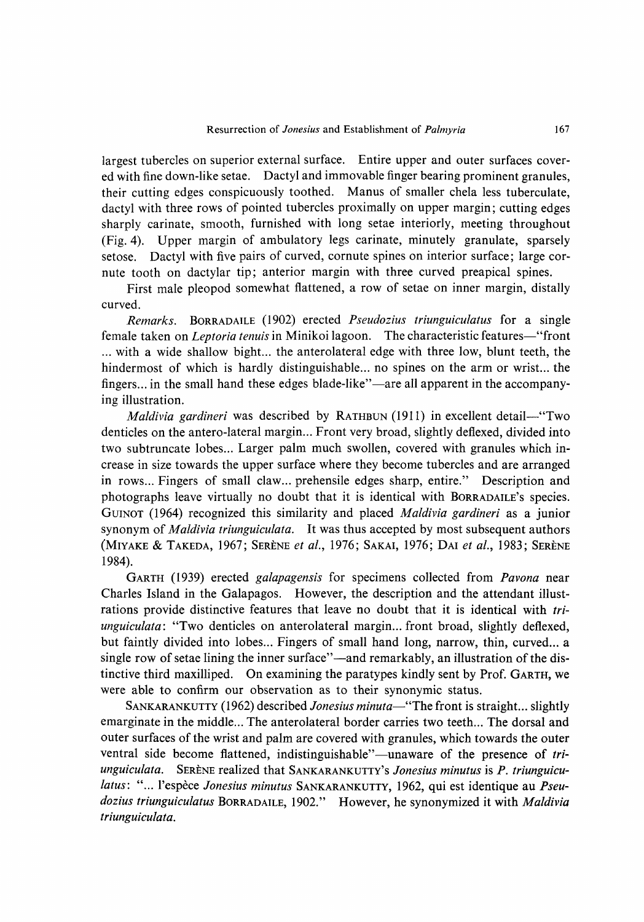largest tubercles on superior external surface. Entire upper and outer surfaces covered with fine down-like setae. Dactyl and immovable finger bearing prominent granules, their cutting edges conspicuously toothed. Manus of smaller chela less tuberculate, dactyl with three rows of pointed tubercles proximally on upper margin; cutting edges sharply carinate, smooth, furnished with long setae interiorly, meeting throughout (Fig. 4). Upper margin of ambulatory legs carinate, minutely granulate, sparsely setose. Dactyl with five pairs of curved, cornute spines on interior surface; large cornute tooth on dactylar tip; anterior margin with three curved preapical spines.

First male pleopod somewhat flattened, a row of setae on inner margin, distally curved.

*Remarks.* BORRADAILE (1902) erected *Pseudozius triunguiculatus* for a single female taken on *Leptoria tenuis* in Minikoi lagoon. The characteristic features—"front ... with a wide shallow bight... the anterolateral edge with three low, blunt teeth, the hindermost of which is hardly distinguishable... no spines on the arm or wrist... the fingers... in the small hand these edges blade-like"—are all apparent in the accompanying illustration.

*Maldivia gardineri* was described by RATHBUN (1911) in excellent detail—"Two denticles on the antero-lateral margin... Front very broad, slightly deflexed, divided into two subtruncate lobes... Larger palm much swollen, covered with granules which increase in size towards the upper surface where they become tubercles and are arranged in rows... Fingers of small claw... prehensile edges sharp, entire." Description and photographs leave virtually no doubt that it is identical with BORRADAILE's species. GUINOT (1964) recognized this similarity and placed *Maldivia gardineri* as a junior synonym of *Maldivia triunguiculata*. It was thus accepted by most subsequent authors (MIYAKE & TAKEDA, 1967; SERÈNE *et al.*, 1976; SAKAI, 1976; DAI *et al.*, 1983; SERÈNE 1984).

GARTH (1939) erected *galapagensis* for specimens collected from *Pavona* near Charles Island in the Galapagos. However, the description and the attendant illustrations provide distinctive features that leave no doubt that it is identical with *triunguiculata*: "Two denticles on anterolateral margin... front broad, slightly deflexed, but faintly divided into lobes... Fingers of small hand long, narrow, thin, curved... a single row of setae lining the inner surface"—and remarkably, an illustration of the distinctive third maxilliped. On examining the paratypes kindly sent by Prof. GARTH, we were able to confirm our observation as to their synonymic status.

SANKARANKUTTY (1962) described *Jonesius minuta*—"The front is straight... slightly emarginate in the middle... The anterolateral border carries two teeth... The dorsal and outer surfaces of the wrist and palm are covered with granules, which towards the outer ventral side become flattened, indistinguishable"—unaware of the presence of *triunguiculata*. SERÈNE realized that SANKARANKUTTY's *Jonesius minutus* is *P. triunguiculatus*: "... l'espèce *Jonesius minutus* SANKARANKUTTY, 1962, qui est identique au *Pseudozius triunguiculatus* BORRADAILE, 1902." However, he synonymized it with *Maldivia triunguiculata*.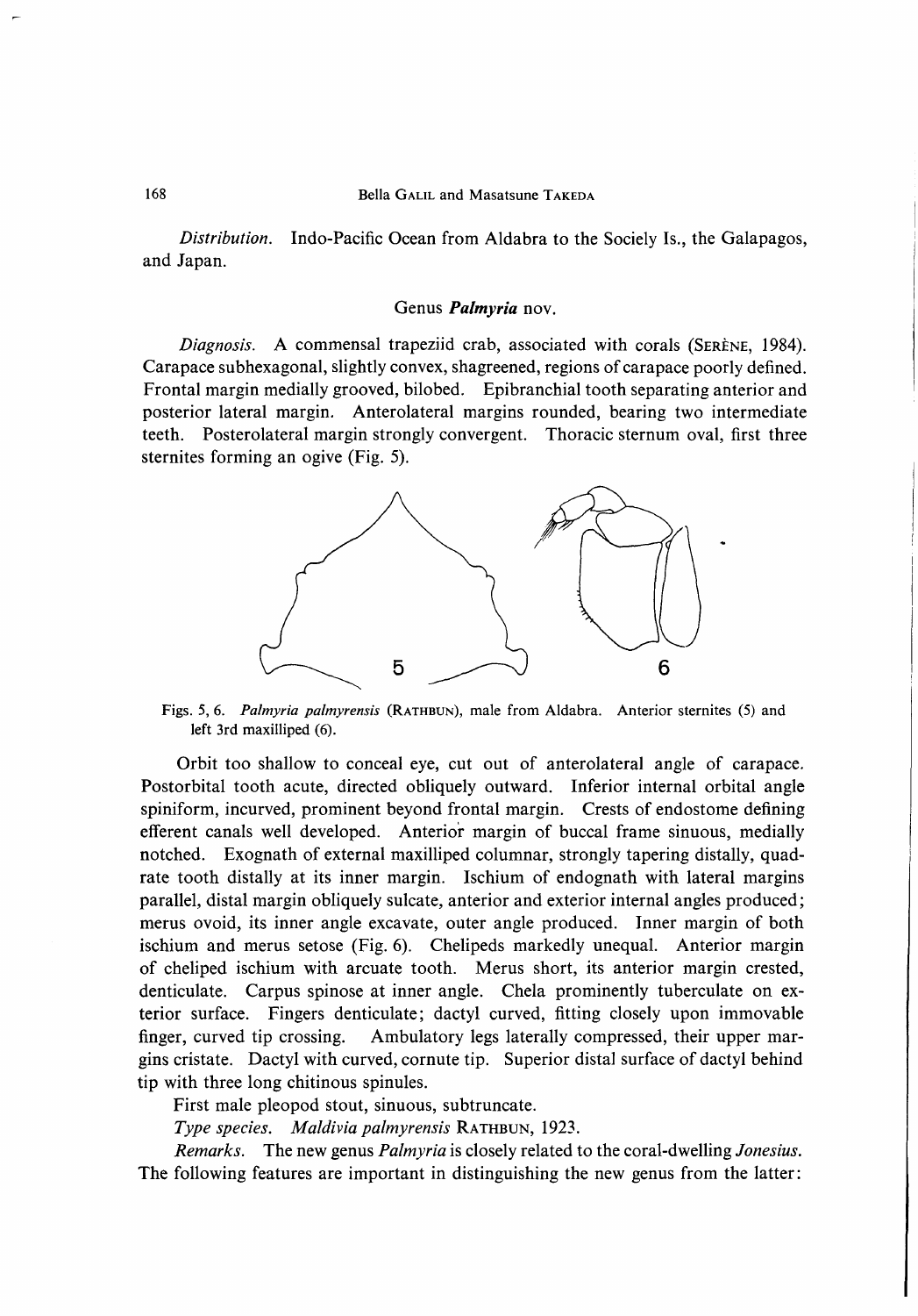*Distribution*. Indo-Pacific Ocean from Aldabra to the Society Is., the Galapagos, and Japan.

## Genus *Palmyria* nov.

*Diagnosis*. A commensal trapeziid crab, associated with corals (SERÈNE, 1984). Carapace subhexagonal, slightly convex, shagreened, regions of carapace poorly defined. Frontal margin medially grooved, bilobed. Epibranchial tooth separating anterior and posterior lateral margin. Anterolateral margins rounded, bearing two intermediate teeth. Posterolateral margin strongly convergent. Thoracic sternum oval, first three sternites forming an ogive (Fig. 5).

Figs. 5, 6. *Palmyria palmyrensis* (RATHBUN), male from Aldabra. Anterior sternites (5) and left 3rd maxilliped (6).

Orbit too shallow to conceal eye, cut out of anterolateral angle of carapace. Postorbital tooth acute, directed obliquely outward. Inferior internal orbital angle spiniform, incurved, prominent beyond frontal margin. Crests of endostome defining efferent canals well developed. Anterior margin of buccal frame sinuous, medially notched. Exognath of external maxilliped columnar, strongly tapering distally, quadrate tooth distally at its inner margin. Ischium of endognath with lateral margins parallel, distal margin obliquely sulcate, anterior and exterior internal angles produced; merus ovoid, its inner angle excavate, outer angle produced. Inner margin of both ischium and merus setose (Fig. 6). Chelipeds markedly unequal. Anterior margin of cheliped ischium with arcuate tooth. Merus short, its anterior margin crested, denticulate. Carpus spinose at inner angle. Chela prominently tuberculate on exterior surface. Fingers denticulate; dactyl curved, fitting closely upon immovable finger, curved tip crossing. Ambulatory legs laterally compressed, their upper margins cristate. Dactyl with curved, cornute tip. Superior distal surface of dactyl behind tip with three long chitinous spinules.

First male pleopod stout, sinuous, subtruncate.

*Type species*. *Maldivia palmyrensis* RATHBUN, 1923.

*Remarks*. The new genus *Palmyria* is closely related to the coral-dwelling *Jonesius*. The following features are important in distinguishing the new genus from the latter: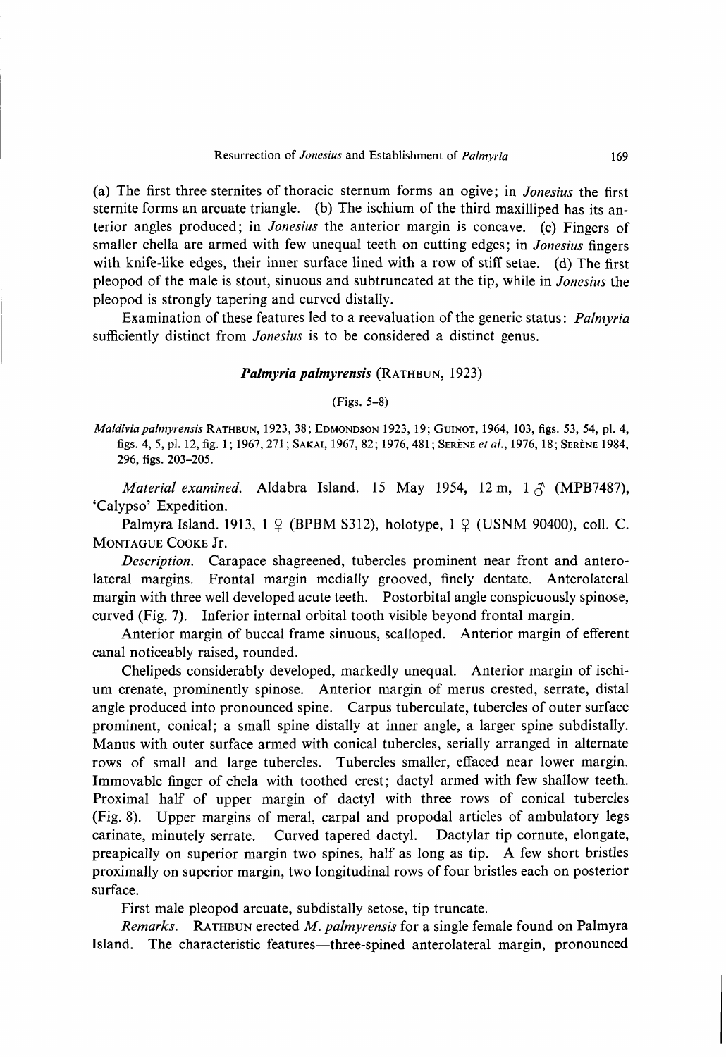(a) The first three sternites of thoracic sternum forms an ogive; in *Jonesius* the first sternite forms an arcuate triangle. (b) The ischium of the third maxilliped has its anterior angles produced; in *Jonesius* the anterior margin is concave. (c) Fingers of smaller chella are armed with few unequal teeth on cutting edges; in *Jonesius* fingers with knife-like edges, their inner surface lined with a row of stiff setae. (d) The first pleopod of the male is stout, sinuous and subtruncated at the tip, while in *Jonesius* the pleopod is strongly tapering and curved distally.

Examination of these features led to a reevaluation of the generic status: *Palmyria* sufficiently distinct from *Jonesius* is to be considered a distinct genus.

### *Palmyria palmyrensis* (Rathbun, 1923)

(Figs. 5–8)

*Maldivia palmyrensis* Rathbun, 1923, 38; Edmondson 1923, 19; Guinot, 1964, 103, figs. 53, 54, pl. 4, figs. 4, 5, pl. 12, fig. 1; 1967, 271; Sakai, 1967, 82; 1976, 481; Serène *et al.*, 1976, 18; Serène 1984, 296, figs. 203–205.

*Material examined.* Aldabra Island. 15 May 1954, 12 m, 1 ♂ (MPB7487), 'Calypso' Expedition.

Palmyra Island. 1913, 1 ♀ (BPBM S312), holotype, 1 ♀ (USNM 90400), coll. C. Montague Cooke Jr.

*Description.* Carapace shagreened, tubercles prominent near front and anterolateral margins. Frontal margin medially grooved, finely dentate. Anterolateral margin with three well developed acute teeth. Postorbital angle conspicuously spinose, curved (Fig. 7). Inferior internal orbital tooth visible beyond frontal margin.

Anterior margin of buccal frame sinuous, scalloped. Anterior margin of efferent canal noticeably raised, rounded.

Chelipeds considerably developed, markedly unequal. Anterior margin of ischium crenate, prominently spinose. Anterior margin of merus crested, serrate, distal angle produced into pronounced spine. Carpus tuberculate, tubercles of outer surface prominent, conical; a small spine distally at inner angle, a larger spine subdistally. Manus with outer surface armed with conical tubercles, serially arranged in alternate rows of small and large tubercles. Tubercles smaller, effaced near lower margin. Immovable finger of chela with toothed crest; dactyl armed with few shallow teeth. Proximal half of upper margin of dactyl with three rows of conical tubercles (Fig. 8). Upper margins of meral, carpal and propodal articles of ambulatory legs carinate, minutely serrate. Curved tapered dactyl. Dactylar tip cornute, elongate, preapically on superior margin two spines, half as long as tip. A few short bristles proximally on superior margin, two longitudinal rows of four bristles each on posterior surface.

First male pleopod arcuate, subdistally setose, tip truncate.

*Remarks.* Rathbun erected *M. palmyrensis* for a single female found on Palmyra Island. The characteristic features—three-spined anterolateral margin, pronounced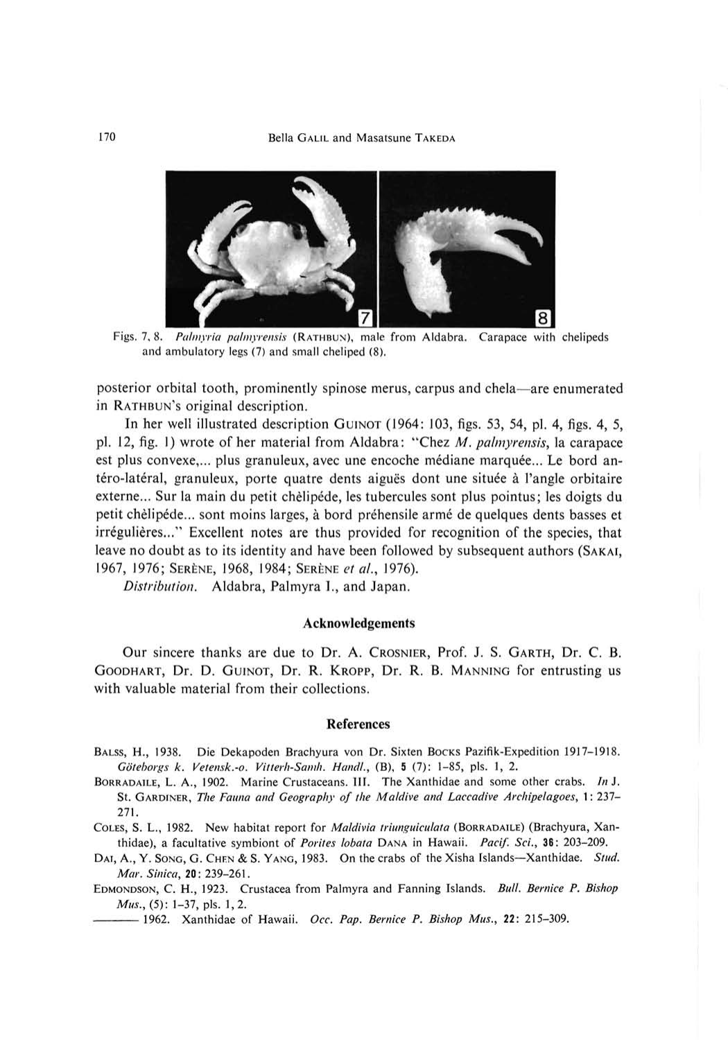Figs. 7, 8. *Palmyria palmyrensis* (RATHBUN), male from Aldabra. Carapace with chelipeds and ambulatory legs (7) and small cheliped (8).

posterior orbital tooth, prominently spinose merus, carpus and chela—are enumerated in RATHBUN's original description.

In her well illustrated description GUINOT (1964: 103, figs. 53, 54, pl. 4, figs. 4, 5, pl. 12, fig. 1) wrote of her material from Aldabra: "Chez *M. palmyrensis*, la carapace est plus convexe,... plus granuleux, avec une encoche médiane marquée... Le bord antéro-latéral, granuleux, porte quatre dents aiguës dont une située à l'angle orbitaire externe... Sur la main du petit chèlipéde, les tubercules sont plus pointus; les doigts du petit chèlipéde... sont moins larges, à bord préhensile armé de quelques dents basses et irrégulières..." Excellent notes are thus provided for recognition of the species, that leave no doubt as to its identity and have been followed by subsequent authors (SAKAI, 1967, 1976; SERÈNE, 1968, 1984; SERÈNE *et al.*, 1976).

*Distribution.* Aldabra, Palmyra I., and Japan.

## Acknowledgements

Our sincere thanks are due to Dr. A. CROSNIER, Prof. J. S. GARTH, Dr. C. B. GOODHART, Dr. D. GUINOT, Dr. R. KROPP, Dr. R. B. MANNING for entrusting us with valuable material from their collections.

## References

BALSS, H., 1938. Die Dekapoden Brachyura von Dr. Sixten BOCKS Pazifik-Expedition 1917–1918. *Göteborgs k. Vetensk.-o. Vitterh-Samh. Handl.*, (B), **5** (7): 1–85, pls. 1, 2.

BORRADAILE, L. A., 1902. Marine Crustaceans. III. The Xanthidae and some other crabs. *In* J. St. GARDINER, *The Fauna and Geography of the Maldive and Laccadive Archipelagoes*, **1**: 237–271.

COLES, S. L., 1982. New habitat report for *Maldivia triunguiculata* (BORRADAILE) (Brachyura, Xanthidae), a facultative symbiont of *Porites lobata* DANA in Hawaii. *Pacif. Sci.*, **36**: 203–209.

DAI, A., Y. SONG, G. CHEN & S. YANG, 1983. On the crabs of the Xisha Islands—Xanthidae. *Stud. Mar. Sinica*, **20**: 239–261.

EDMONDSON, C. H., 1923. Crustacea from Palmyra and Fanning Islands. *Bull. Bernice P. Bishop Mus.*, (5): 1–37, pls. 1, 2.

——— 1962. Xanthidae of Hawaii. *Occ. Pap. Bernice P. Bishop Mus.*, **22**: 215–309.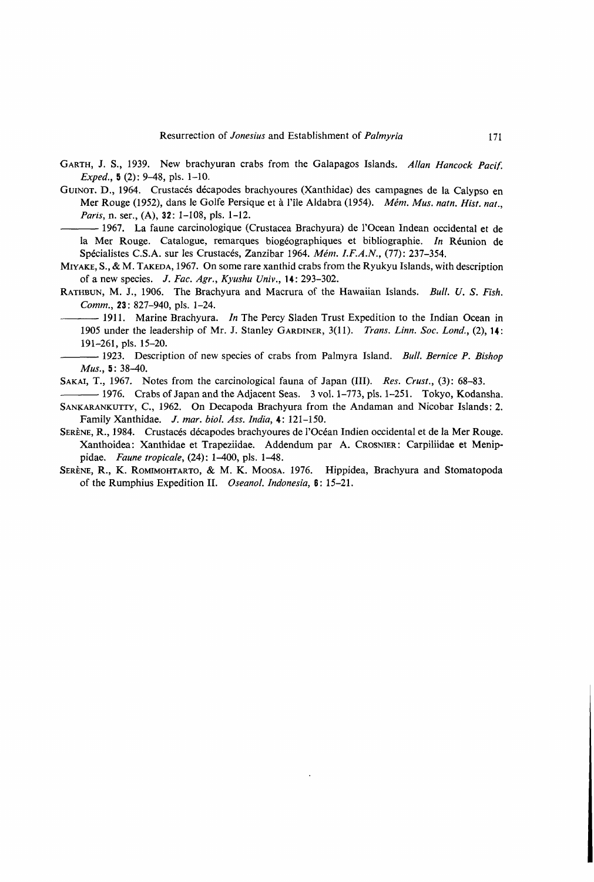GARTH, J. S., 1939. New brachyuran crabs from the Galapagos Islands. *Allan Hancock Pacif. Exped.*, **5** (2): 9–48, pls. 1–10.

GUINOT, D., 1964. Crustacés décapodes brachyoures (Xanthidae) des campagnes de la Calypso en Mer Rouge (1952), dans le Golfe Persique et à l'île Aldabra (1954). *Mém. Mus. natn. Hist. nat., Paris*, n. ser., (A), **32**: 1–108, pls. 1–12.

——— 1967. La faune carcinologique (Crustacea Brachyura) de l'Ocean Indean occidental et de la Mer Rouge. Catalogue, remarques biogéographiques et bibliographie. *In* Réunion de Spécialistes C.S.A. sur les Crustacés, Zanzibar 1964. *Mém. I.F.A.N.*, (77): 237–354.

MIYAKE, S., & M. TAKEDA, 1967. On some rare xanthid crabs from the Ryukyu Islands, with description of a new species. *J. Fac. Agr., Kyushu Univ.*, **14**: 293–302.

RATHBUN, M. J., 1906. The Brachyura and Macrura of the Hawaiian Islands. *Bull. U. S. Fish. Comm.*, **23**: 827–940, pls. 1–24.

——— 1911. Marine Brachyura. *In* The Percy Sladen Trust Expedition to the Indian Ocean in 1905 under the leadership of Mr. J. Stanley GARDINER, 3(11). *Trans. Linn. Soc. Lond.*, (2), **14**: 191–261, pls. 15–20.

——— 1923. Description of new species of crabs from Palmyra Island. *Bull. Bernice P. Bishop Mus.*, **5**: 38–40.

SAKAI, T., 1967. Notes from the carcinological fauna of Japan (III). *Res. Crust.*, (3): 68–83.

——— 1976. Crabs of Japan and the Adjacent Seas. 3 vol. 1–773, pls. 1–251. Tokyo, Kodansha.

SANKARANKUTTY, C., 1962. On Decapoda Brachyura from the Andaman and Nicobar Islands: 2. Family Xanthidae. *J. mar. biol. Ass. India*, **4**: 121–150.

SERÈNE, R., 1984. Crustacés décapodes brachyoures de l'Océan Indien occidental et de la Mer Rouge. Xanthoidea: Xanthidae et Trapeziidae. Addendum par A. CROSNIER: Carpiliidae et Menippidae. *Faune tropicale*, (24): 1–400, pls. 1–48.

SERÈNE, R., K. ROMIMOHTARTO, & M. K. MOOSA. 1976. Hippidea, Brachyura and Stomatopoda of the Rumphius Expedition II. *Oseanol. Indonesia*, **6**: 15–21.